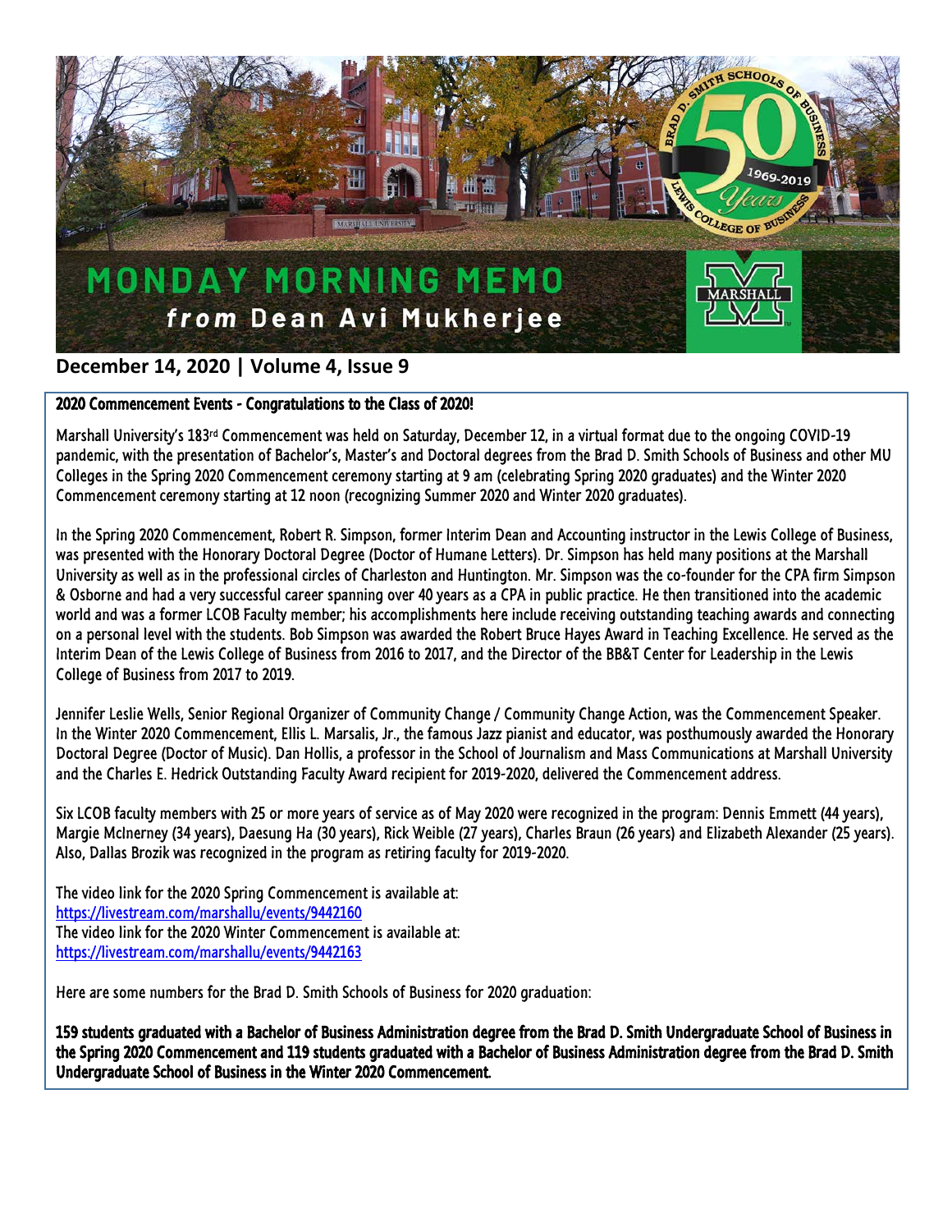# MONDAY MORNING MEMO

## *from* Dean Avi Mukherjee

**December 14, 2020 | Volume 4, Issue 9**

### 2020 Commencement Events - Congratulations to the Class of 2020!

Marshall University's 183rd Commencement was held on Saturday, December 12, in a virtual format due to the ongoing COVID-19 pandemic, with the presentation of Bachelor's, Master's and Doctoral degrees from the Brad D. Smith Schools of Business and other MU Colleges in the Spring 2020 Commencement ceremony starting at 9 am (celebrating Spring 2020 graduates) and the Winter 2020 Commencement ceremony starting at 12 noon (recognizing Summer 2020 and Winter 2020 graduates).

In the Spring 2020 Commencement, Robert R. Simpson, former Interim Dean and Accounting instructor in the Lewis College of Business, was presented with the Honorary Doctoral Degree (Doctor of Humane Letters). Dr. Simpson has held many positions at the Marshall University as well as in the professional circles of Charleston and Huntington. Mr. Simpson was the co-founder for the CPA firm Simpson & Osborne and had a very successful career spanning over 40 years as a CPA in public practice. He then transitioned into the academic world and was a former LCOB Faculty member; his accomplishments here include receiving outstanding teaching awards and connecting on a personal level with the students. Bob Simpson was awarded the Robert Bruce Hayes Award in Teaching Excellence. He served as the Interim Dean of the Lewis College of Business from 2016 to 2017, and the Director of the BB&T Center for Leadership in the Lewis College of Business from 2017 to 2019.

Jennifer Leslie Wells, Senior Regional Organizer of Community Change / Community Change Action, was the Commencement Speaker. In the Winter 2020 Commencement, Ellis L. Marsalis, Jr., the famous Jazz pianist and educator, was posthumously awarded the Honorary Doctoral Degree (Doctor of Music). Dan Hollis, a professor in the School of Journalism and Mass Communications at Marshall University and the Charles E. Hedrick Outstanding Faculty Award recipient for 2019-2020, delivered the Commencement address.

Six LCOB faculty members with 25 or more years of service as of May 2020 were recognized in the program: Dennis Emmett (44 years), Margie McInerney (34 years), Daesung Ha (30 years), Rick Weible (27 years), Charles Braun (26 years) and Elizabeth Alexander (25 years). Also, Dallas Brozik was recognized in the program as retiring faculty for 2019-2020.

The video link for the 2020 Spring Commencement is available at:
https://livestream.com/marshallu/events/9442160
The video link for the 2020 Winter Commencement is available at:
https://livestream.com/marshallu/events/9442163

Here are some numbers for the Brad D. Smith Schools of Business for 2020 graduation:

**159 students graduated with a Bachelor of Business Administration degree from the Brad D. Smith Undergraduate School of Business in the Spring 2020 Commencement and 119 students graduated with a Bachelor of Business Administration degree from the Brad D. Smith Undergraduate School of Business in the Winter 2020 Commencement.**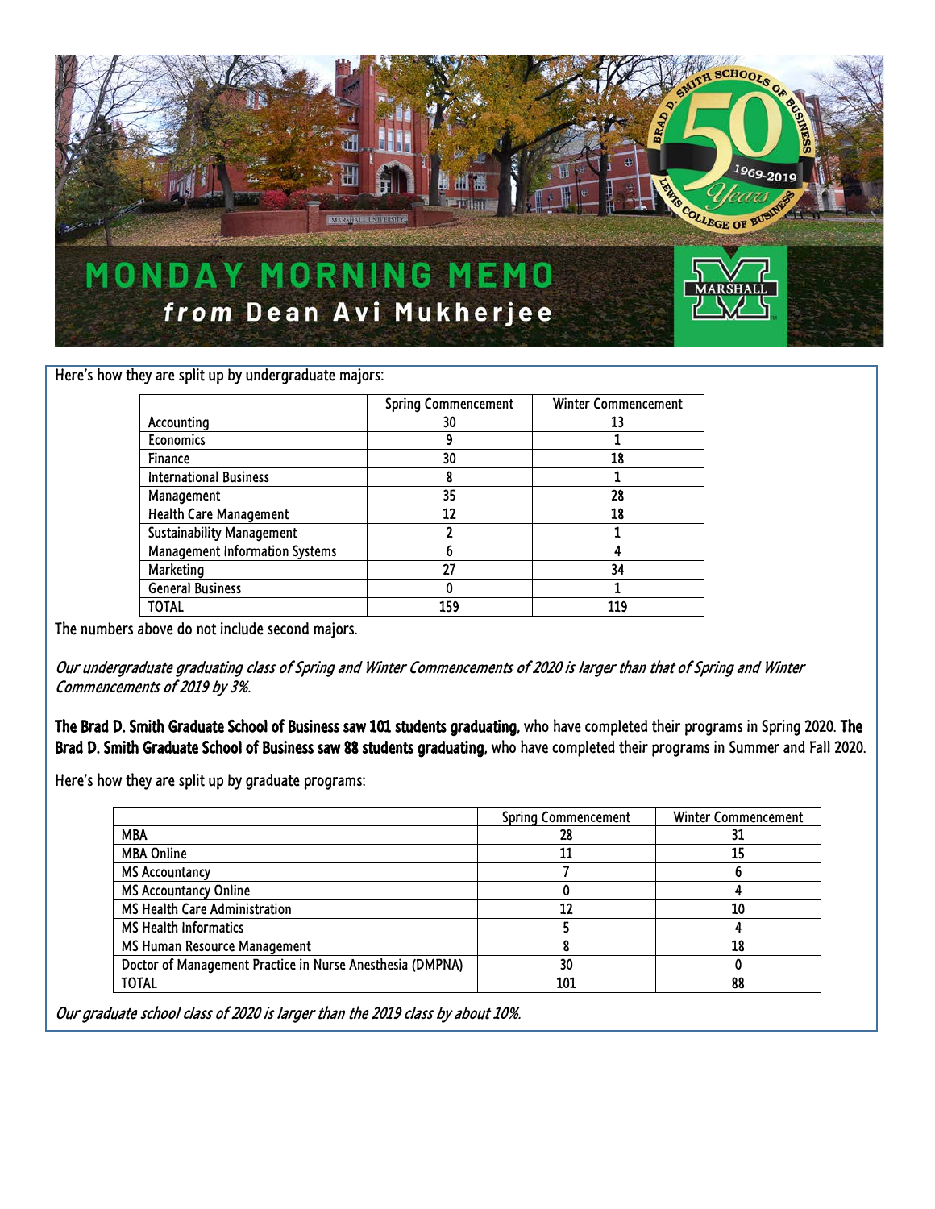# MONDAY MORNING MEMO

**from Dean Avi Mukherjee**

Here's how they are split up by undergraduate majors:

| | Spring Commencement | Winter Commencement |
|---|---|---|
| Accounting | 30 | 13 |
| Economics | 9 | 1 |
| Finance | 30 | 18 |
| International Business | 8 | 1 |
| Management | 35 | 28 |
| Health Care Management | 12 | 18 |
| Sustainability Management | 2 | 1 |
| Management Information Systems | 6 | 4 |
| Marketing | 27 | 34 |
| General Business | 0 | 1 |
| TOTAL | 159 | 119 |

The numbers above do not include second majors.

*Our undergraduate graduating class of Spring and Winter Commencements of 2020 is larger than that of Spring and Winter Commencements of 2019 by 3%.*

**The Brad D. Smith Graduate School of Business saw 101 students graduating**, who have completed their programs in Spring 2020. **The Brad D. Smith Graduate School of Business saw 88 students graduating**, who have completed their programs in Summer and Fall 2020.

Here's how they are split up by graduate programs:

| | Spring Commencement | Winter Commencement |
|---|---|---|
| MBA | 28 | 31 |
| MBA Online | 11 | 15 |
| MS Accountancy | 7 | 6 |
| MS Accountancy Online | 0 | 4 |
| MS Health Care Administration | 12 | 10 |
| MS Health Informatics | 5 | 4 |
| MS Human Resource Management | 8 | 18 |
| Doctor of Management Practice in Nurse Anesthesia (DMPNA) | 30 | 0 |
| TOTAL | 101 | 88 |

*Our graduate school class of 2020 is larger than the 2019 class by about 10%.*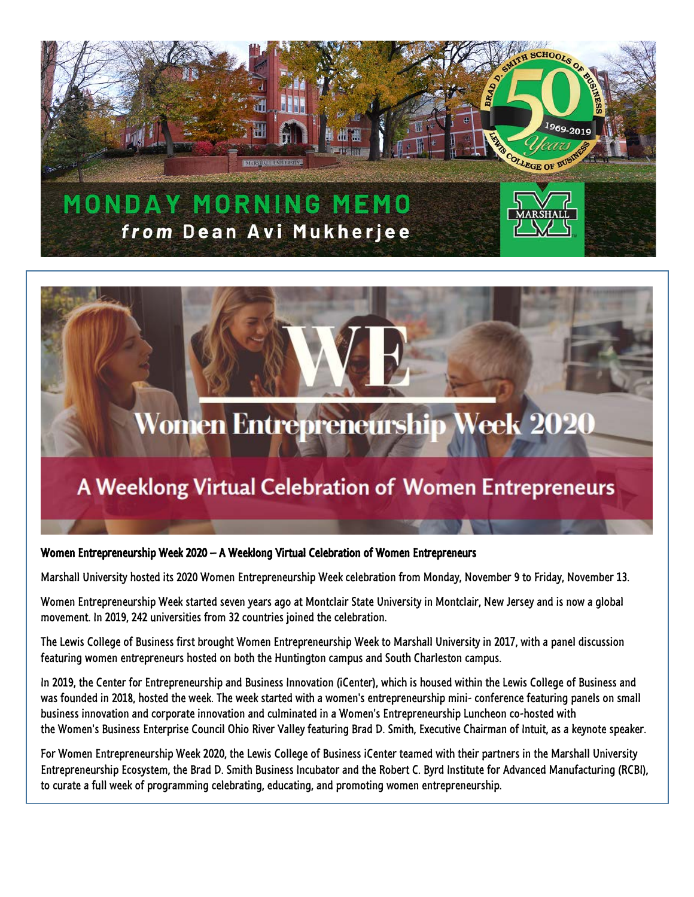# MONDAY MORNING MEMO
## *from* Dean Avi Mukherjee

# WE
## Women Entrepreneurship Week 2020
### A Weeklong Virtual Celebration of Women Entrepreneurs

**Women Entrepreneurship Week 2020 – A Weeklong Virtual Celebration of Women Entrepreneurs**

Marshall University hosted its 2020 Women Entrepreneurship Week celebration from Monday, November 9 to Friday, November 13.

Women Entrepreneurship Week started seven years ago at Montclair State University in Montclair, New Jersey and is now a global movement. In 2019, 242 universities from 32 countries joined the celebration.

The Lewis College of Business first brought Women Entrepreneurship Week to Marshall University in 2017, with a panel discussion featuring women entrepreneurs hosted on both the Huntington campus and South Charleston campus.

In 2019, the Center for Entrepreneurship and Business Innovation (iCenter), which is housed within the Lewis College of Business and was founded in 2018, hosted the week. The week started with a women's entrepreneurship mini- conference featuring panels on small business innovation and corporate innovation and culminated in a Women's Entrepreneurship Luncheon co-hosted with the Women's Business Enterprise Council Ohio River Valley featuring Brad D. Smith, Executive Chairman of Intuit, as a keynote speaker.

For Women Entrepreneurship Week 2020, the Lewis College of Business iCenter teamed with their partners in the Marshall University Entrepreneurship Ecosystem, the Brad D. Smith Business Incubator and the Robert C. Byrd Institute for Advanced Manufacturing (RCBI), to curate a full week of programming celebrating, educating, and promoting women entrepreneurship.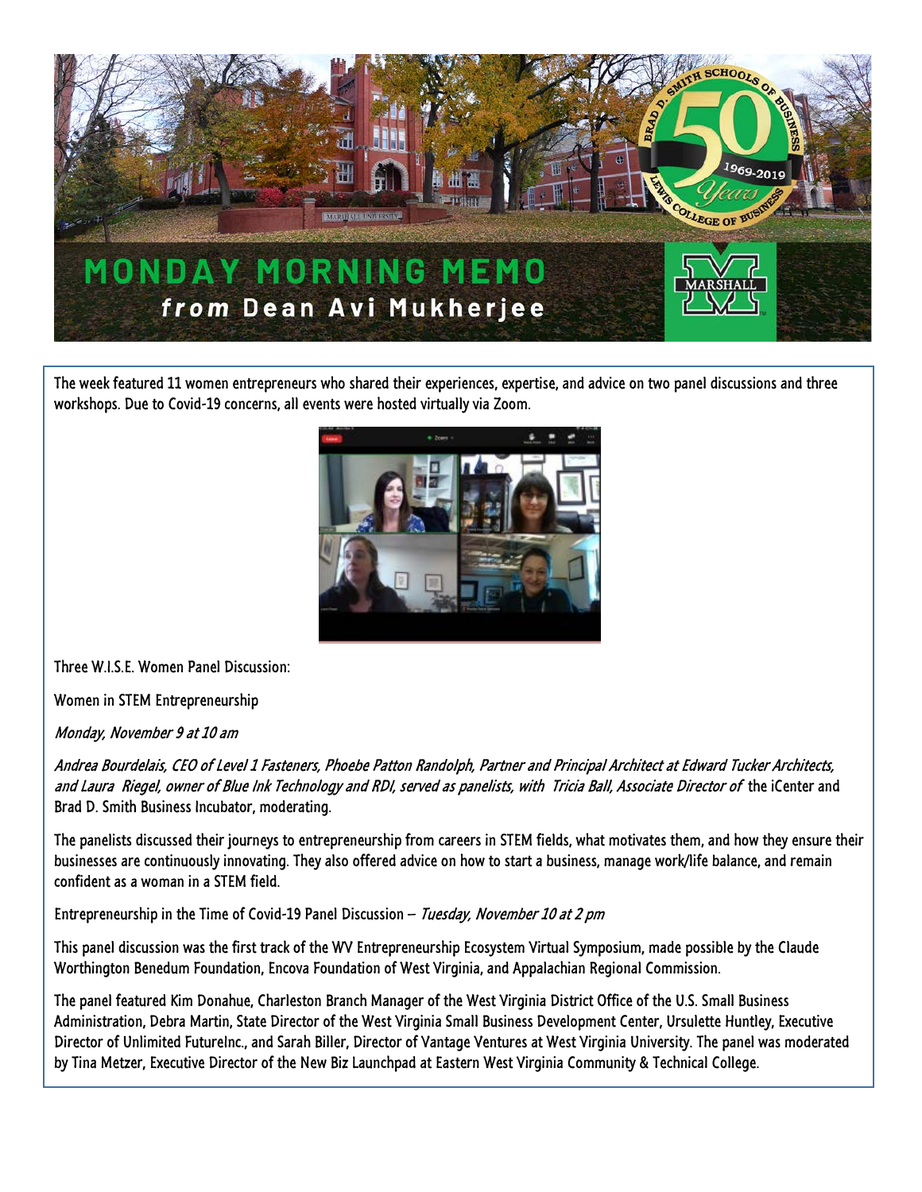# MONDAY MORNING MEMO

## *from* Dean Avi Mukherjee

The week featured 11 women entrepreneurs who shared their experiences, expertise, and advice on two panel discussions and three workshops. Due to Covid-19 concerns, all events were hosted virtually via Zoom.

Three W.I.S.E. Women Panel Discussion:

Women in STEM Entrepreneurship

*Monday, November 9 at 10 am*

*Andrea Bourdelais, CEO of Level 1 Fasteners, Phoebe Patton Randolph, Partner and Principal Architect at Edward Tucker Architects, and Laura Riegel, owner of Blue Ink Technology and RDI, served as panelists, with Tricia Ball, Associate Director of* the iCenter and Brad D. Smith Business Incubator, moderating.

The panelists discussed their journeys to entrepreneurship from careers in STEM fields, what motivates them, and how they ensure their businesses are continuously innovating. They also offered advice on how to start a business, manage work/life balance, and remain confident as a woman in a STEM field.

Entrepreneurship in the Time of Covid-19 Panel Discussion – *Tuesday, November 10 at 2 pm*

This panel discussion was the first track of the WV Entrepreneurship Ecosystem Virtual Symposium, made possible by the Claude Worthington Benedum Foundation, Encova Foundation of West Virginia, and Appalachian Regional Commission.

The panel featured Kim Donahue, Charleston Branch Manager of the West Virginia District Office of the U.S. Small Business Administration, Debra Martin, State Director of the West Virginia Small Business Development Center, Ursulette Huntley, Executive Director of Unlimited FutureInc., and Sarah Biller, Director of Vantage Ventures at West Virginia University. The panel was moderated by Tina Metzer, Executive Director of the New Biz Launchpad at Eastern West Virginia Community & Technical College.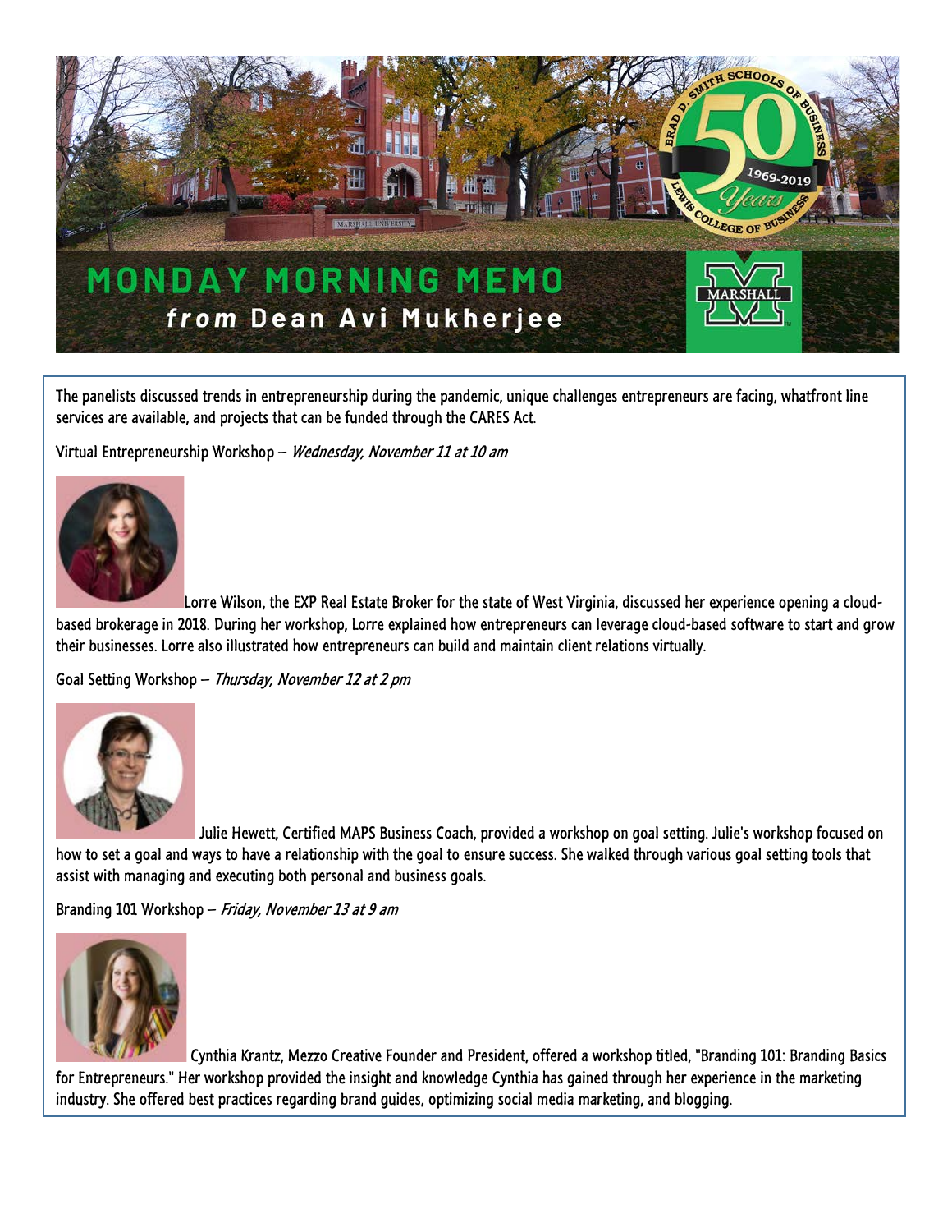# MONDAY MORNING MEMO

***from*** **Dean Avi Mukherjee**

The panelists discussed trends in entrepreneurship during the pandemic, unique challenges entrepreneurs are facing, whatfront line services are available, and projects that can be funded through the CARES Act.

Virtual Entrepreneurship Workshop – *Wednesday, November 11 at 10 am*

Lorre Wilson, the EXP Real Estate Broker for the state of West Virginia, discussed her experience opening a cloud-based brokerage in 2018. During her workshop, Lorre explained how entrepreneurs can leverage cloud-based software to start and grow their businesses. Lorre also illustrated how entrepreneurs can build and maintain client relations virtually.

Goal Setting Workshop – *Thursday, November 12 at 2 pm*

Julie Hewett, Certified MAPS Business Coach, provided a workshop on goal setting. Julie's workshop focused on how to set a goal and ways to have a relationship with the goal to ensure success. She walked through various goal setting tools that assist with managing and executing both personal and business goals.

Branding 101 Workshop – *Friday, November 13 at 9 am*

Cynthia Krantz, Mezzo Creative Founder and President, offered a workshop titled, "Branding 101: Branding Basics for Entrepreneurs." Her workshop provided the insight and knowledge Cynthia has gained through her experience in the marketing industry. She offered best practices regarding brand guides, optimizing social media marketing, and blogging.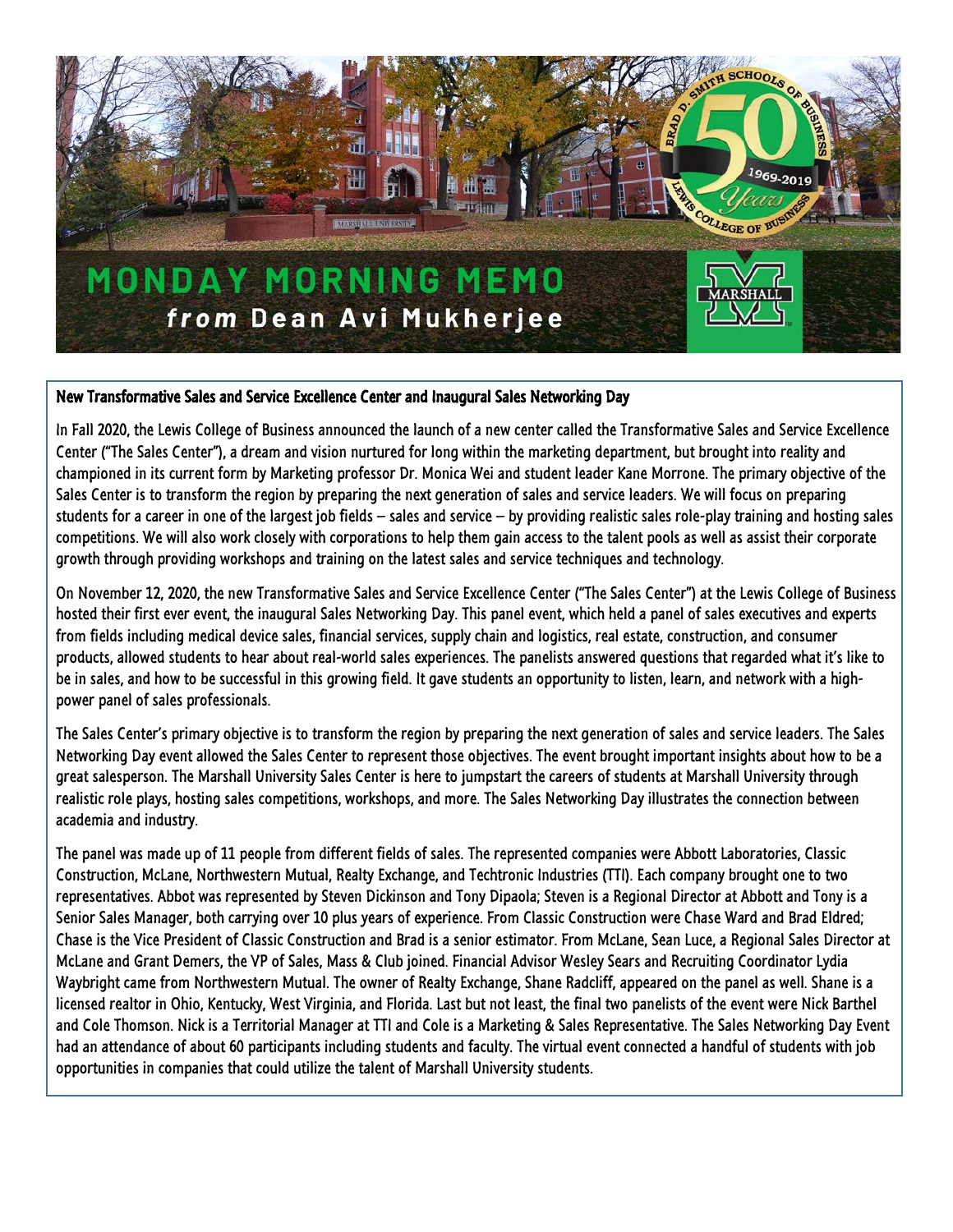# MONDAY MORNING MEMO
*from* **Dean Avi Mukherjee**

## New Transformative Sales and Service Excellence Center and Inaugural Sales Networking Day

In Fall 2020, the Lewis College of Business announced the launch of a new center called the Transformative Sales and Service Excellence Center ("The Sales Center"), a dream and vision nurtured for long within the marketing department, but brought into reality and championed in its current form by Marketing professor Dr. Monica Wei and student leader Kane Morrone. The primary objective of the Sales Center is to transform the region by preparing the next generation of sales and service leaders. We will focus on preparing students for a career in one of the largest job fields – sales and service – by providing realistic sales role-play training and hosting sales competitions. We will also work closely with corporations to help them gain access to the talent pools as well as assist their corporate growth through providing workshops and training on the latest sales and service techniques and technology.

On November 12, 2020, the new Transformative Sales and Service Excellence Center ("The Sales Center") at the Lewis College of Business hosted their first ever event, the inaugural Sales Networking Day. This panel event, which held a panel of sales executives and experts from fields including medical device sales, financial services, supply chain and logistics, real estate, construction, and consumer products, allowed students to hear about real-world sales experiences. The panelists answered questions that regarded what it's like to be in sales, and how to be successful in this growing field. It gave students an opportunity to listen, learn, and network with a high-power panel of sales professionals.

The Sales Center's primary objective is to transform the region by preparing the next generation of sales and service leaders. The Sales Networking Day event allowed the Sales Center to represent those objectives. The event brought important insights about how to be a great salesperson. The Marshall University Sales Center is here to jumpstart the careers of students at Marshall University through realistic role plays, hosting sales competitions, workshops, and more. The Sales Networking Day illustrates the connection between academia and industry.

The panel was made up of 11 people from different fields of sales. The represented companies were Abbott Laboratories, Classic Construction, McLane, Northwestern Mutual, Realty Exchange, and Techtronic Industries (TTI). Each company brought one to two representatives. Abbot was represented by Steven Dickinson and Tony Dipaola; Steven is a Regional Director at Abbott and Tony is a Senior Sales Manager, both carrying over 10 plus years of experience. From Classic Construction were Chase Ward and Brad Eldred; Chase is the Vice President of Classic Construction and Brad is a senior estimator. From McLane, Sean Luce, a Regional Sales Director at McLane and Grant Demers, the VP of Sales, Mass & Club joined. Financial Advisor Wesley Sears and Recruiting Coordinator Lydia Waybright came from Northwestern Mutual. The owner of Realty Exchange, Shane Radcliff, appeared on the panel as well. Shane is a licensed realtor in Ohio, Kentucky, West Virginia, and Florida. Last but not least, the final two panelists of the event were Nick Barthel and Cole Thomson. Nick is a Territorial Manager at TTI and Cole is a Marketing & Sales Representative. The Sales Networking Day Event had an attendance of about 60 participants including students and faculty. The virtual event connected a handful of students with job opportunities in companies that could utilize the talent of Marshall University students.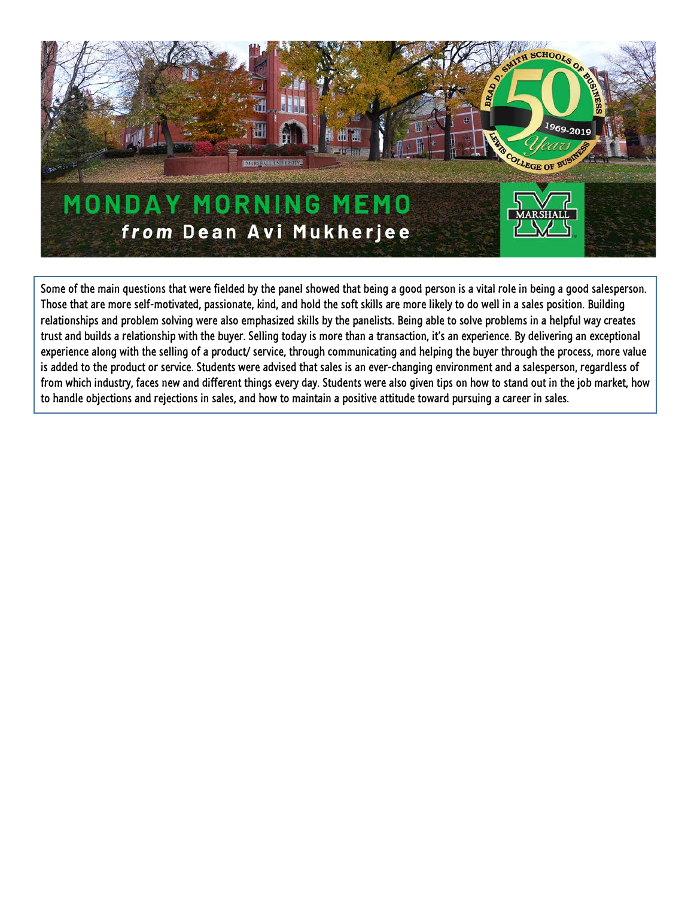Some of the main questions that were fielded by the panel showed that being a good person is a vital role in being a good salesperson. Those that are more self-motivated, passionate, kind, and hold the soft skills are more likely to do well in a sales position. Building relationships and problem solving were also emphasized skills by the panelists. Being able to solve problems in a helpful way creates trust and builds a relationship with the buyer. Selling today is more than a transaction, it's an experience. By delivering an exceptional experience along with the selling of a product/ service, through communicating and helping the buyer through the process, more value is added to the product or service. Students were advised that sales is an ever-changing environment and a salesperson, regardless of from which industry, faces new and different things every day. Students were also given tips on how to stand out in the job market, how to handle objections and rejections in sales, and how to maintain a positive attitude toward pursuing a career in sales.